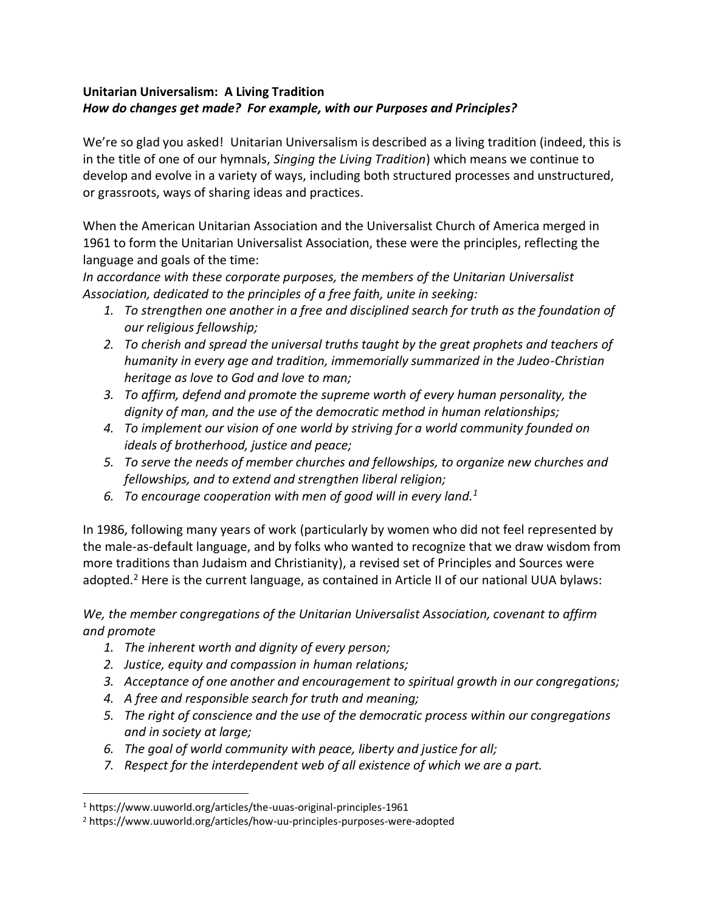**Unitarian Universalism: A Living Tradition**

***How do changes get made? For example, with our Purposes and Principles?***

We're so glad you asked! Unitarian Universalism is described as a living tradition (indeed, this is in the title of one of our hymnals, *Singing the Living Tradition*) which means we continue to develop and evolve in a variety of ways, including both structured processes and unstructured, or grassroots, ways of sharing ideas and practices.

When the American Unitarian Association and the Universalist Church of America merged in 1961 to form the Unitarian Universalist Association, these were the principles, reflecting the language and goals of the time:

*In accordance with these corporate purposes, the members of the Unitarian Universalist Association, dedicated to the principles of a free faith, unite in seeking:*

1. *To strengthen one another in a free and disciplined search for truth as the foundation of our religious fellowship;*
2. *To cherish and spread the universal truths taught by the great prophets and teachers of humanity in every age and tradition, immemorially summarized in the Judeo-Christian heritage as love to God and love to man;*
3. *To affirm, defend and promote the supreme worth of every human personality, the dignity of man, and the use of the democratic method in human relationships;*
4. *To implement our vision of one world by striving for a world community founded on ideals of brotherhood, justice and peace;*
5. *To serve the needs of member churches and fellowships, to organize new churches and fellowships, and to extend and strengthen liberal religion;*
6. *To encourage cooperation with men of good will in every land.*[1]

In 1986, following many years of work (particularly by women who did not feel represented by the male-as-default language, and by folks who wanted to recognize that we draw wisdom from more traditions than Judaism and Christianity), a revised set of Principles and Sources were adopted.[2] Here is the current language, as contained in Article II of our national UUA bylaws:

*We, the member congregations of the Unitarian Universalist Association, covenant to affirm and promote*

1. *The inherent worth and dignity of every person;*
2. *Justice, equity and compassion in human relations;*
3. *Acceptance of one another and encouragement to spiritual growth in our congregations;*
4. *A free and responsible search for truth and meaning;*
5. *The right of conscience and the use of the democratic process within our congregations and in society at large;*
6. *The goal of world community with peace, liberty and justice for all;*
7. *Respect for the interdependent web of all existence of which we are a part.*

---

[1] https://www.uuworld.org/articles/the-uuas-original-principles-1961

[2] https://www.uuworld.org/articles/how-uu-principles-purposes-were-adopted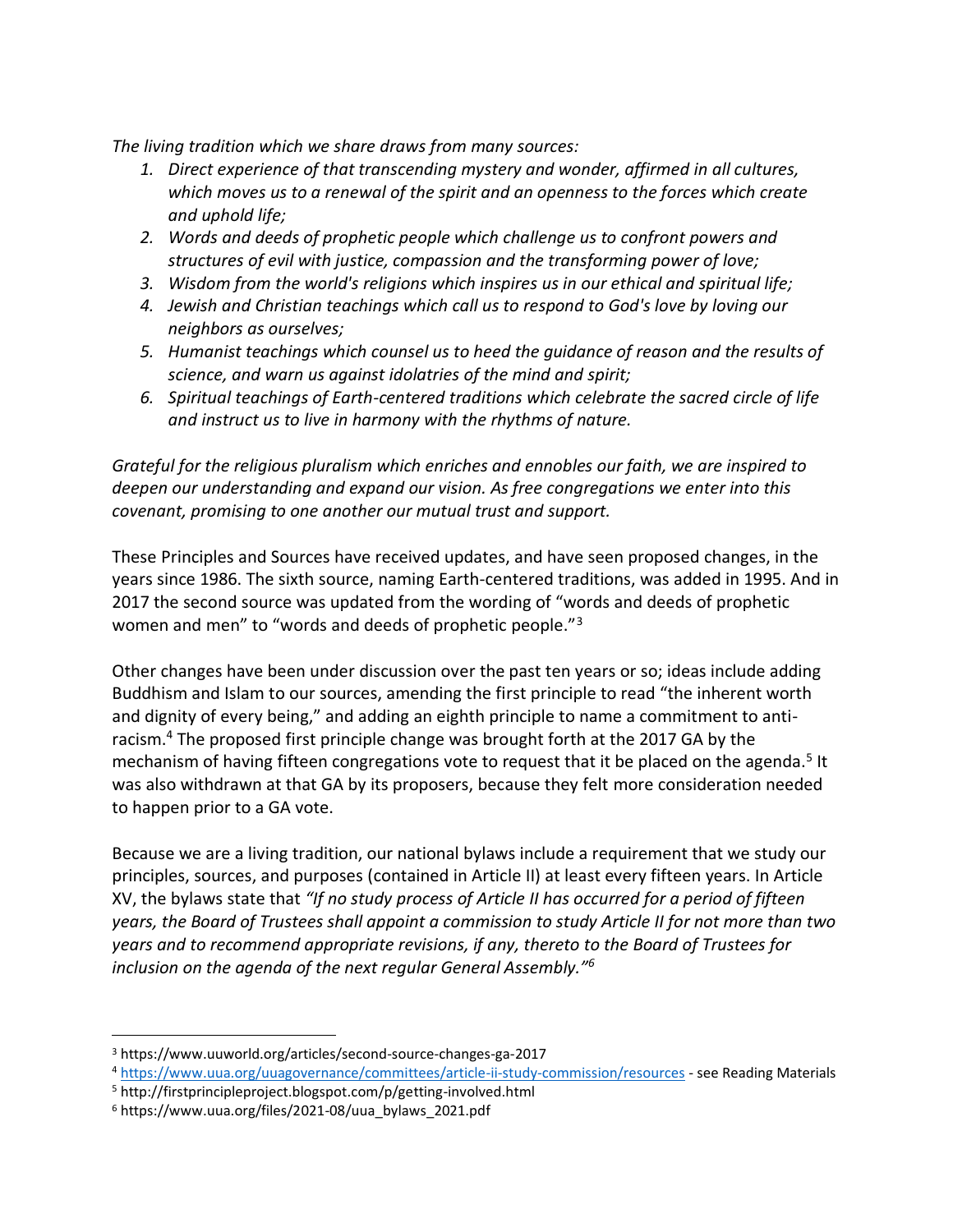*The living tradition which we share draws from many sources:*

1. *Direct experience of that transcending mystery and wonder, affirmed in all cultures, which moves us to a renewal of the spirit and an openness to the forces which create and uphold life;*
2. *Words and deeds of prophetic people which challenge us to confront powers and structures of evil with justice, compassion and the transforming power of love;*
3. *Wisdom from the world's religions which inspires us in our ethical and spiritual life;*
4. *Jewish and Christian teachings which call us to respond to God's love by loving our neighbors as ourselves;*
5. *Humanist teachings which counsel us to heed the guidance of reason and the results of science, and warn us against idolatries of the mind and spirit;*
6. *Spiritual teachings of Earth-centered traditions which celebrate the sacred circle of life and instruct us to live in harmony with the rhythms of nature.*

*Grateful for the religious pluralism which enriches and ennobles our faith, we are inspired to deepen our understanding and expand our vision. As free congregations we enter into this covenant, promising to one another our mutual trust and support.*

These Principles and Sources have received updates, and have seen proposed changes, in the years since 1986. The sixth source, naming Earth-centered traditions, was added in 1995. And in 2017 the second source was updated from the wording of "words and deeds of prophetic women and men" to "words and deeds of prophetic people."[3]

Other changes have been under discussion over the past ten years or so; ideas include adding Buddhism and Islam to our sources, amending the first principle to read "the inherent worth and dignity of every being," and adding an eighth principle to name a commitment to anti-racism.[4] The proposed first principle change was brought forth at the 2017 GA by the mechanism of having fifteen congregations vote to request that it be placed on the agenda.[5] It was also withdrawn at that GA by its proposers, because they felt more consideration needed to happen prior to a GA vote.

Because we are a living tradition, our national bylaws include a requirement that we study our principles, sources, and purposes (contained in Article II) at least every fifteen years. In Article XV, the bylaws state that *"If no study process of Article II has occurred for a period of fifteen years, the Board of Trustees shall appoint a commission to study Article II for not more than two years and to recommend appropriate revisions, if any, thereto to the Board of Trustees for inclusion on the agenda of the next regular General Assembly."*[6]

---

[3] https://www.uuworld.org/articles/second-source-changes-ga-2017

[4] https://www.uua.org/uuagovernance/committees/article-ii-study-commission/resources - see Reading Materials

[5] http://firstprincipleproject.blogspot.com/p/getting-involved.html

[6] https://www.uua.org/files/2021-08/uua_bylaws_2021.pdf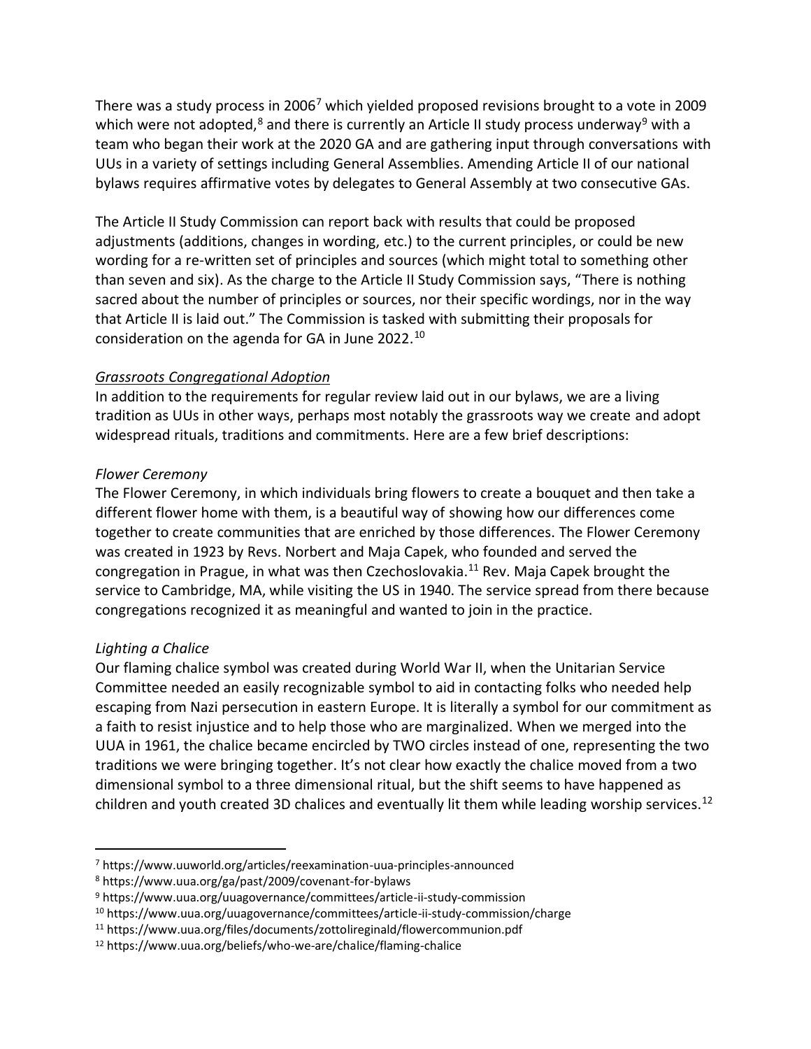There was a study process in 2006[7] which yielded proposed revisions brought to a vote in 2009 which were not adopted,[8] and there is currently an Article II study process underway[9] with a team who began their work at the 2020 GA and are gathering input through conversations with UUs in a variety of settings including General Assemblies. Amending Article II of our national bylaws requires affirmative votes by delegates to General Assembly at two consecutive GAs.

The Article II Study Commission can report back with results that could be proposed adjustments (additions, changes in wording, etc.) to the current principles, or could be new wording for a re-written set of principles and sources (which might total to something other than seven and six). As the charge to the Article II Study Commission says, "There is nothing sacred about the number of principles or sources, nor their specific wordings, nor in the way that Article II is laid out." The Commission is tasked with submitting their proposals for consideration on the agenda for GA in June 2022.[10]

*Grassroots Congregational Adoption*

In addition to the requirements for regular review laid out in our bylaws, we are a living tradition as UUs in other ways, perhaps most notably the grassroots way we create and adopt widespread rituals, traditions and commitments. Here are a few brief descriptions:

*Flower Ceremony*

The Flower Ceremony, in which individuals bring flowers to create a bouquet and then take a different flower home with them, is a beautiful way of showing how our differences come together to create communities that are enriched by those differences. The Flower Ceremony was created in 1923 by Revs. Norbert and Maja Capek, who founded and served the congregation in Prague, in what was then Czechoslovakia.[11] Rev. Maja Capek brought the service to Cambridge, MA, while visiting the US in 1940. The service spread from there because congregations recognized it as meaningful and wanted to join in the practice.

*Lighting a Chalice*

Our flaming chalice symbol was created during World War II, when the Unitarian Service Committee needed an easily recognizable symbol to aid in contacting folks who needed help escaping from Nazi persecution in eastern Europe. It is literally a symbol for our commitment as a faith to resist injustice and to help those who are marginalized. When we merged into the UUA in 1961, the chalice became encircled by TWO circles instead of one, representing the two traditions we were bringing together. It's not clear how exactly the chalice moved from a two dimensional symbol to a three dimensional ritual, but the shift seems to have happened as children and youth created 3D chalices and eventually lit them while leading worship services.[12]

---

[7] https://www.uuworld.org/articles/reexamination-uua-principles-announced

[8] https://www.uua.org/ga/past/2009/covenant-for-bylaws

[9] https://www.uua.org/uuagovernance/committees/article-ii-study-commission

[10] https://www.uua.org/uuagovernance/committees/article-ii-study-commission/charge

[11] https://www.uua.org/files/documents/zottolireginald/flowercommunion.pdf

[12] https://www.uua.org/beliefs/who-we-are/chalice/flaming-chalice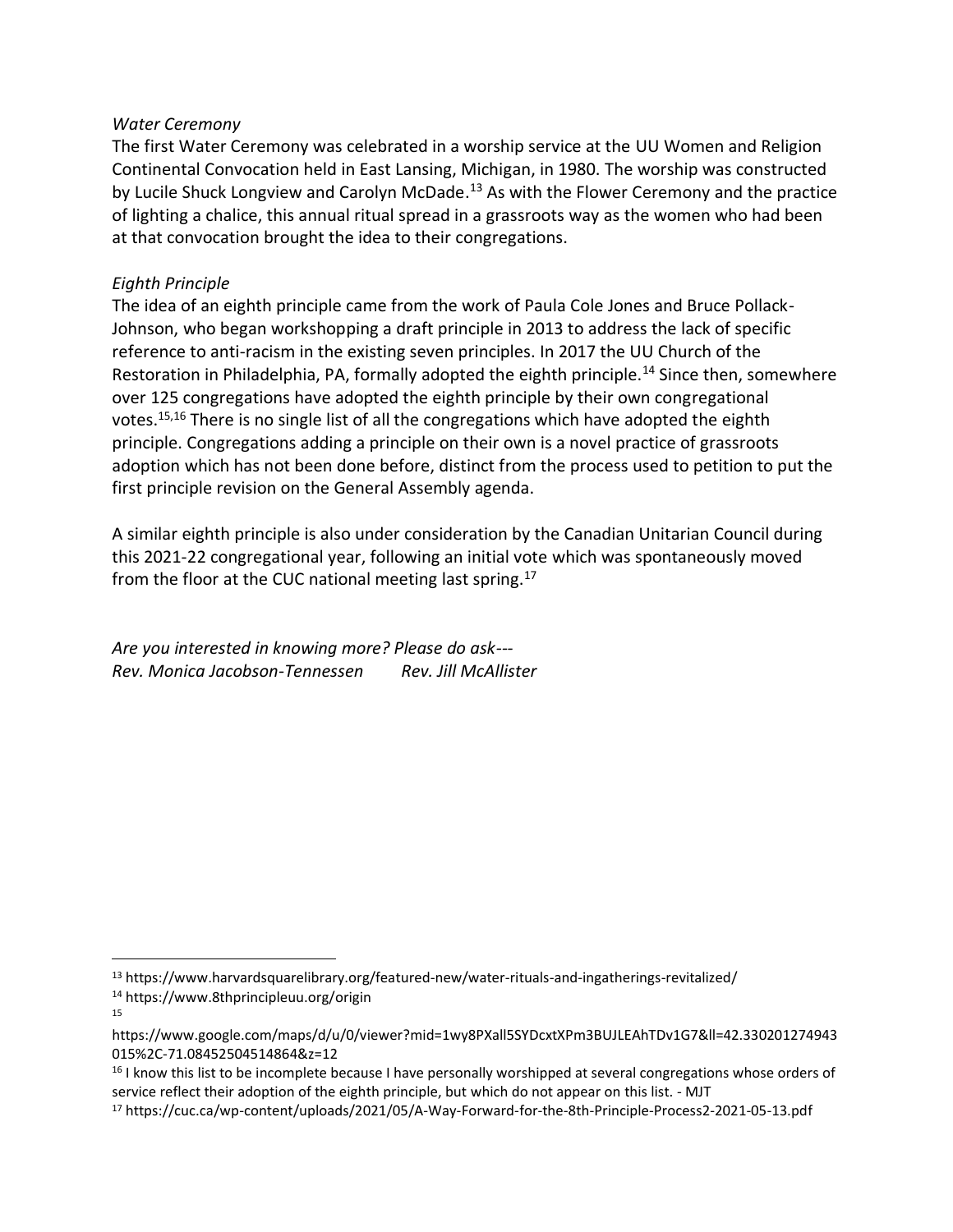*Water Ceremony*

The first Water Ceremony was celebrated in a worship service at the UU Women and Religion Continental Convocation held in East Lansing, Michigan, in 1980. The worship was constructed by Lucile Shuck Longview and Carolyn McDade.[13] As with the Flower Ceremony and the practice of lighting a chalice, this annual ritual spread in a grassroots way as the women who had been at that convocation brought the idea to their congregations.

*Eighth Principle*

The idea of an eighth principle came from the work of Paula Cole Jones and Bruce Pollack-Johnson, who began workshopping a draft principle in 2013 to address the lack of specific reference to anti-racism in the existing seven principles. In 2017 the UU Church of the Restoration in Philadelphia, PA, formally adopted the eighth principle.[14] Since then, somewhere over 125 congregations have adopted the eighth principle by their own congregational votes.[15,16] There is no single list of all the congregations which have adopted the eighth principle. Congregations adding a principle on their own is a novel practice of grassroots adoption which has not been done before, distinct from the process used to petition to put the first principle revision on the General Assembly agenda.

A similar eighth principle is also under consideration by the Canadian Unitarian Council during this 2021-22 congregational year, following an initial vote which was spontaneously moved from the floor at the CUC national meeting last spring.[17]

*Are you interested in knowing more? Please do ask---*
*Rev. Monica Jacobson-Tennessen Rev. Jill McAllister*

---

[13] https://www.harvardsquarelibrary.org/featured-new/water-rituals-and-ingatherings-revitalized/

[14] https://www.8thprincipleuu.org/origin

[15] https://www.google.com/maps/d/u/0/viewer?mid=1wy8PXall5SYDcxtXPm3BUJLEAhTDv1G7&ll=42.330201274943015%2C-71.08452504514864&z=12

[16] I know this list to be incomplete because I have personally worshipped at several congregations whose orders of service reflect their adoption of the eighth principle, but which do not appear on this list. - MJT

[17] https://cuc.ca/wp-content/uploads/2021/05/A-Way-Forward-for-the-8th-Principle-Process2-2021-05-13.pdf